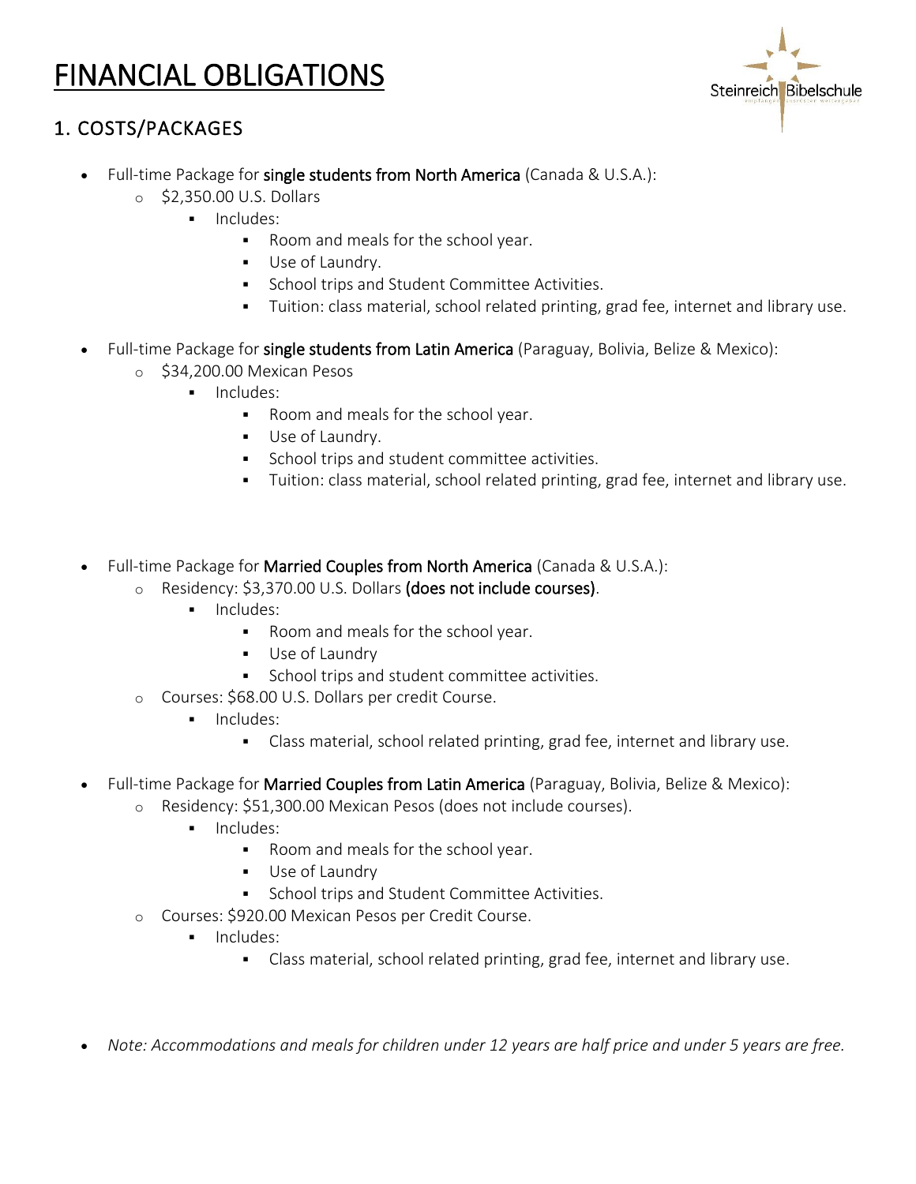# FINANCIAL OBLIGATIONS

## 1. COSTS/PACKAGES

- Full-time Package for **single students from North America** (Canada & U.S.A.):
  - $2,350.00 U.S. Dollars
    - Includes:
      - Room and meals for the school year.
      - Use of Laundry.
      - School trips and Student Committee Activities.
      - Tuition: class material, school related printing, grad fee, internet and library use.

- Full-time Package for **single students from Latin America** (Paraguay, Bolivia, Belize & Mexico):
  - $34,200.00 Mexican Pesos
    - Includes:
      - Room and meals for the school year.
      - Use of Laundry.
      - School trips and student committee activities.
      - Tuition: class material, school related printing, grad fee, internet and library use.

- Full-time Package for **Married Couples from North America** (Canada & U.S.A.):
  - Residency: $3,370.00 U.S. Dollars **(does not include courses)**.
    - Includes:
      - Room and meals for the school year.
      - Use of Laundry
      - School trips and student committee activities.
  - Courses: $68.00 U.S. Dollars per credit Course.
    - Includes:
      - Class material, school related printing, grad fee, internet and library use.

- Full-time Package for **Married Couples from Latin America** (Paraguay, Bolivia, Belize & Mexico):
  - Residency: $51,300.00 Mexican Pesos (does not include courses).
    - Includes:
      - Room and meals for the school year.
      - Use of Laundry
      - School trips and Student Committee Activities.
  - Courses: $920.00 Mexican Pesos per Credit Course.
    - Includes:
      - Class material, school related printing, grad fee, internet and library use.

- *Note: Accommodations and meals for children under 12 years are half price and under 5 years are free.*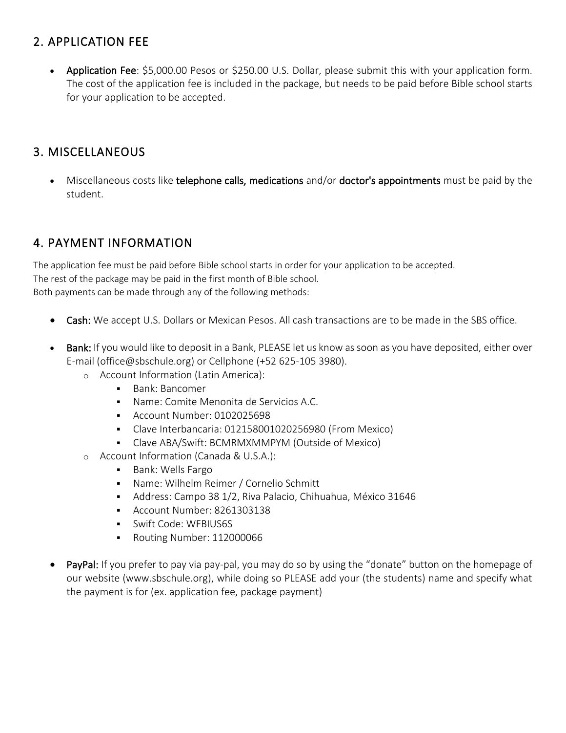## 2. APPLICATION FEE

- **Application Fee**: $5,000.00 Pesos or $250.00 U.S. Dollar, please submit this with your application form. The cost of the application fee is included in the package, but needs to be paid before Bible school starts for your application to be accepted.

## 3. MISCELLANEOUS

- Miscellaneous costs like **telephone calls, medications** and/or **doctor's appointments** must be paid by the student.

## 4. PAYMENT INFORMATION

The application fee must be paid before Bible school starts in order for your application to be accepted.
The rest of the package may be paid in the first month of Bible school.
Both payments can be made through any of the following methods:

- **Cash:** We accept U.S. Dollars or Mexican Pesos. All cash transactions are to be made in the SBS office.
- **Bank:** If you would like to deposit in a Bank, PLEASE let us know as soon as you have deposited, either over E-mail (office@sbschule.org) or Cellphone (+52 625-105 3980).
  - Account Information (Latin America):
    - Bank: Bancomer
    - Name: Comite Menonita de Servicios A.C.
    - Account Number: 0102025698
    - Clave Interbancaria: 012158001020256980 (From Mexico)
    - Clave ABA/Swift: BCMRMXMMPYM (Outside of Mexico)
  - Account Information (Canada & U.S.A.):
    - Bank: Wells Fargo
    - Name: Wilhelm Reimer / Cornelio Schmitt
    - Address: Campo 38 1/2, Riva Palacio, Chihuahua, México 31646
    - Account Number: 8261303138
    - Swift Code: WFBIUS6S
    - Routing Number: 112000066
- **PayPal:** If you prefer to pay via pay-pal, you may do so by using the "donate" button on the homepage of our website (www.sbschule.org), while doing so PLEASE add your (the students) name and specify what the payment is for (ex. application fee, package payment)